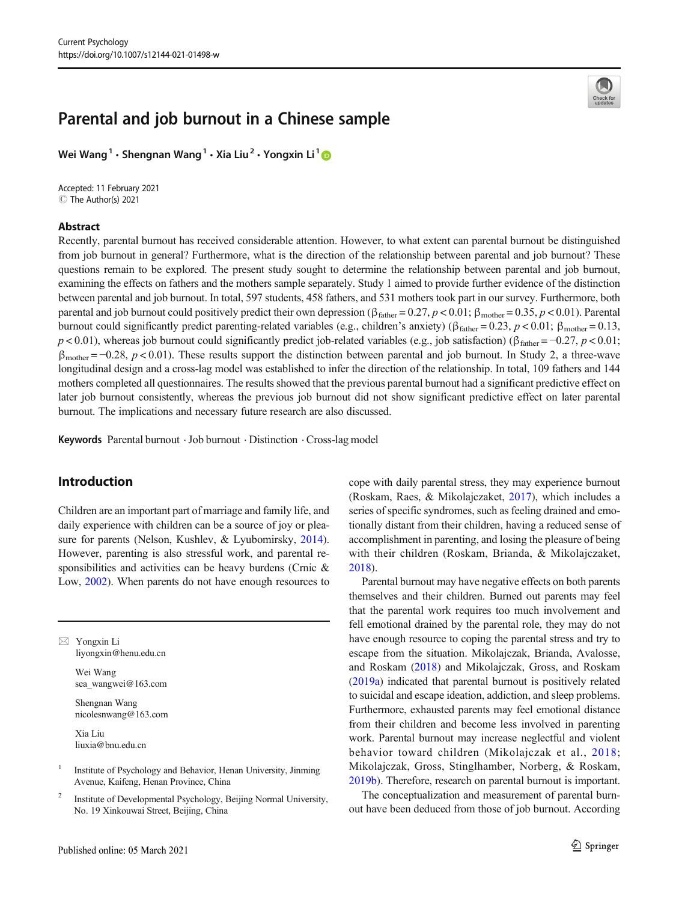# Parental and job burnout in a Chinese sample

Wei Wang[1] · Shengnan Wang[1] · Xia Liu[2] · Yongxin Li[1]

Accepted: 11 February 2021
© The Author(s) 2021

## Abstract

Recently, parental burnout has received considerable attention. However, to what extent can parental burnout be distinguished from job burnout in general? Furthermore, what is the direction of the relationship between parental and job burnout? These questions remain to be explored. The present study sought to determine the relationship between parental and job burnout, examining the effects on fathers and the mothers sample separately. Study 1 aimed to provide further evidence of the distinction between parental and job burnout. In total, 597 students, 458 fathers, and 531 mothers took part in our survey. Furthermore, both parental and job burnout could positively predict their own depression ($\beta_{father} = 0.27$, $p < 0.01$; $\beta_{mother} = 0.35$, $p < 0.01$). Parental burnout could significantly predict parenting-related variables (e.g., children's anxiety) ($\beta_{father} = 0.23$, $p < 0.01$; $\beta_{mother} = 0.13$, $p < 0.01$), whereas job burnout could significantly predict job-related variables (e.g., job satisfaction) ($\beta_{father} = -0.27$, $p < 0.01$; $\beta_{mother} = -0.28$, $p < 0.01$). These results support the distinction between parental and job burnout. In Study 2, a three-wave longitudinal design and a cross-lag model was established to infer the direction of the relationship. In total, 109 fathers and 144 mothers completed all questionnaires. The results showed that the previous parental burnout had a significant predictive effect on later job burnout consistently, whereas the previous job burnout did not show significant predictive effect on later parental burnout. The implications and necessary future research are also discussed.

**Keywords** Parental burnout · Job burnout · Distinction · Cross-lag model

## Introduction

Children are an important part of marriage and family life, and daily experience with children can be a source of joy or pleasure for parents (Nelson, Kushlev, & Lyubomirsky, 2014). However, parenting is also stressful work, and parental responsibilities and activities can be heavy burdens (Crnic & Low, 2002). When parents do not have enough resources to cope with daily parental stress, they may experience burnout (Roskam, Raes, & Mikolajczaket, 2017), which includes a series of specific syndromes, such as feeling drained and emotionally distant from their children, having a reduced sense of accomplishment in parenting, and losing the pleasure of being with their children (Roskam, Brianda, & Mikolajczaket, 2018).

Parental burnout may have negative effects on both parents themselves and their children. Burned out parents may feel that the parental work requires too much involvement and fell emotional drained by the parental role, they may do not have enough resource to coping the parental stress and try to escape from the situation. Mikolajczak, Brianda, Avalosse, and Roskam (2018) and Mikolajczak, Gross, and Roskam (2019a) indicated that parental burnout is positively related to suicidal and escape ideation, addiction, and sleep problems. Furthermore, exhausted parents may feel emotional distance from their children and become less involved in parenting work. Parental burnout may increase neglectful and violent behavior toward children (Mikolajczak et al., 2018; Mikolajczak, Gross, Stinglhamber, Norberg, & Roskam, 2019b). Therefore, research on parental burnout is important.

The conceptualization and measurement of parental burnout have been deduced from those of job burnout. According

---

✉ Yongxin Li
liyongxin@henu.edu.cn

Wei Wang
sea_wangwei@163.com

Shengnan Wang
nicolesnwang@163.com

Xia Liu
liuxia@bnu.edu.cn

[1] Institute of Psychology and Behavior, Henan University, Jinming Avenue, Kaifeng, Henan Province, China

[2] Institute of Developmental Psychology, Beijing Normal University, No. 19 Xinkouwai Street, Beijing, China

Published online: 05 March 2021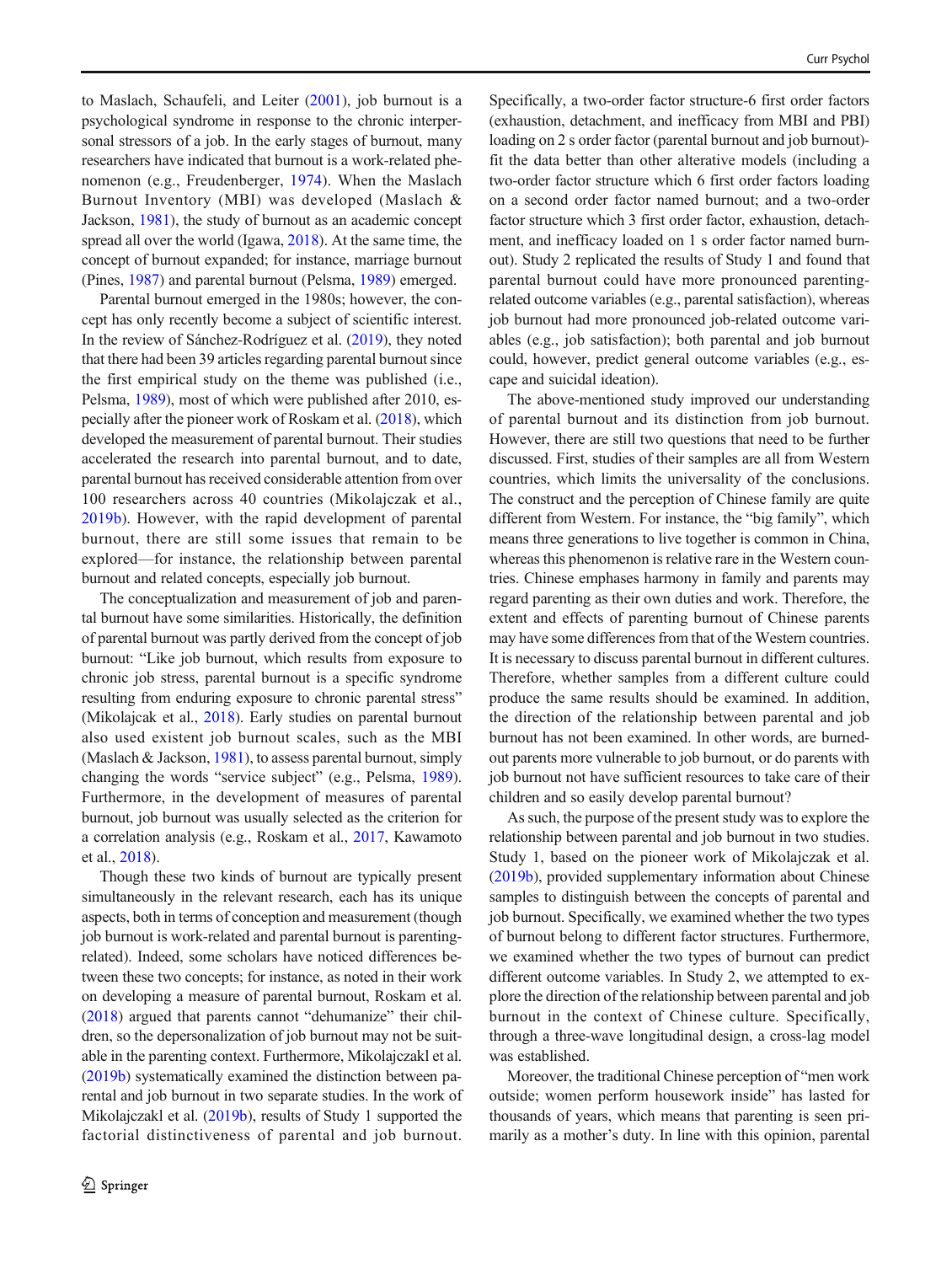to Maslach, Schaufeli, and Leiter (2001), job burnout is a psychological syndrome in response to the chronic interpersonal stressors of a job. In the early stages of burnout, many researchers have indicated that burnout is a work-related phenomenon (e.g., Freudenberger, 1974). When the Maslach Burnout Inventory (MBI) was developed (Maslach & Jackson, 1981), the study of burnout as an academic concept spread all over the world (Igawa, 2018). At the same time, the concept of burnout expanded; for instance, marriage burnout (Pines, 1987) and parental burnout (Pelsma, 1989) emerged.

Parental burnout emerged in the 1980s; however, the concept has only recently become a subject of scientific interest. In the review of Sánchez-Rodríguez et al. (2019), they noted that there had been 39 articles regarding parental burnout since the first empirical study on the theme was published (i.e., Pelsma, 1989), most of which were published after 2010, especially after the pioneer work of Roskam et al. (2018), which developed the measurement of parental burnout. Their studies accelerated the research into parental burnout, and to date, parental burnout has received considerable attention from over 100 researchers across 40 countries (Mikolajczak et al., 2019b). However, with the rapid development of parental burnout, there are still some issues that remain to be explored—for instance, the relationship between parental burnout and related concepts, especially job burnout.

The conceptualization and measurement of job and parental burnout have some similarities. Historically, the definition of parental burnout was partly derived from the concept of job burnout: "Like job burnout, which results from exposure to chronic job stress, parental burnout is a specific syndrome resulting from enduring exposure to chronic parental stress" (Mikolajcak et al., 2018). Early studies on parental burnout also used existent job burnout scales, such as the MBI (Maslach & Jackson, 1981), to assess parental burnout, simply changing the words "service subject" (e.g., Pelsma, 1989). Furthermore, in the development of measures of parental burnout, job burnout was usually selected as the criterion for a correlation analysis (e.g., Roskam et al., 2017, Kawamoto et al., 2018).

Though these two kinds of burnout are typically present simultaneously in the relevant research, each has its unique aspects, both in terms of conception and measurement (though job burnout is work-related and parental burnout is parenting-related). Indeed, some scholars have noticed differences between these two concepts; for instance, as noted in their work on developing a measure of parental burnout, Roskam et al. (2018) argued that parents cannot "dehumanize" their children, so the depersonalization of job burnout may not be suitable in the parenting context. Furthermore, Mikolajczakl et al. (2019b) systematically examined the distinction between parental and job burnout in two separate studies. In the work of Mikolajczakl et al. (2019b), results of Study 1 supported the factorial distinctiveness of parental and job burnout. Specifically, a two-order factor structure-6 first order factors (exhaustion, detachment, and inefficacy from MBI and PBI) loading on 2 s order factor (parental burnout and job burnout)-fit the data better than other alterative models (including a two-order factor structure which 6 first order factors loading on a second order factor named burnout; and a two-order factor structure which 3 first order factor, exhaustion, detachment, and inefficacy loaded on 1 s order factor named burnout). Study 2 replicated the results of Study 1 and found that parental burnout could have more pronounced parenting-related outcome variables (e.g., parental satisfaction), whereas job burnout had more pronounced job-related outcome variables (e.g., job satisfaction); both parental and job burnout could, however, predict general outcome variables (e.g., escape and suicidal ideation).

The above-mentioned study improved our understanding of parental burnout and its distinction from job burnout. However, there are still two questions that need to be further discussed. First, studies of their samples are all from Western countries, which limits the universality of the conclusions. The construct and the perception of Chinese family are quite different from Western. For instance, the "big family", which means three generations to live together is common in China, whereas this phenomenon is relative rare in the Western countries. Chinese emphases harmony in family and parents may regard parenting as their own duties and work. Therefore, the extent and effects of parenting burnout of Chinese parents may have some differences from that of the Western countries. It is necessary to discuss parental burnout in different cultures. Therefore, whether samples from a different culture could produce the same results should be examined. In addition, the direction of the relationship between parental and job burnout has not been examined. In other words, are burned-out parents more vulnerable to job burnout, or do parents with job burnout not have sufficient resources to take care of their children and so easily develop parental burnout?

As such, the purpose of the present study was to explore the relationship between parental and job burnout in two studies. Study 1, based on the pioneer work of Mikolajczak et al. (2019b), provided supplementary information about Chinese samples to distinguish between the concepts of parental and job burnout. Specifically, we examined whether the two types of burnout belong to different factor structures. Furthermore, we examined whether the two types of burnout can predict different outcome variables. In Study 2, we attempted to explore the direction of the relationship between parental and job burnout in the context of Chinese culture. Specifically, through a three-wave longitudinal design, a cross-lag model was established.

Moreover, the traditional Chinese perception of "men work outside; women perform housework inside" has lasted for thousands of years, which means that parenting is seen primarily as a mother's duty. In line with this opinion, parental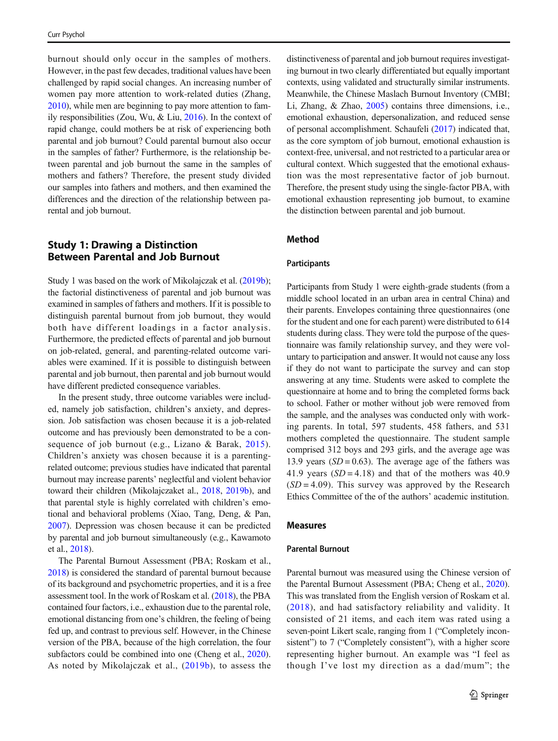burnout should only occur in the samples of mothers. However, in the past few decades, traditional values have been challenged by rapid social changes. An increasing number of women pay more attention to work-related duties (Zhang, 2010), while men are beginning to pay more attention to family responsibilities (Zou, Wu, & Liu, 2016). In the context of rapid change, could mothers be at risk of experiencing both parental and job burnout? Could parental burnout also occur in the samples of father? Furthermore, is the relationship between parental and job burnout the same in the samples of mothers and fathers? Therefore, the present study divided our samples into fathers and mothers, and then examined the differences and the direction of the relationship between parental and job burnout.

## Study 1: Drawing a Distinction Between Parental and Job Burnout

Study 1 was based on the work of Mikolajczak et al. (2019b); the factorial distinctiveness of parental and job burnout was examined in samples of fathers and mothers. If it is possible to distinguish parental burnout from job burnout, they would both have different loadings in a factor analysis. Furthermore, the predicted effects of parental and job burnout on job-related, general, and parenting-related outcome variables were examined. If it is possible to distinguish between parental and job burnout, then parental and job burnout would have different predicted consequence variables.

In the present study, three outcome variables were included, namely job satisfaction, children's anxiety, and depression. Job satisfaction was chosen because it is a job-related outcome and has previously been demonstrated to be a consequence of job burnout (e.g., Lizano & Barak, 2015). Children's anxiety was chosen because it is a parenting-related outcome; previous studies have indicated that parental burnout may increase parents' neglectful and violent behavior toward their children (Mikolajczaket al., 2018, 2019b), and that parental style is highly correlated with children's emotional and behavioral problems (Xiao, Tang, Deng, & Pan, 2007). Depression was chosen because it can be predicted by parental and job burnout simultaneously (e.g., Kawamoto et al., 2018).

The Parental Burnout Assessment (PBA; Roskam et al., 2018) is considered the standard of parental burnout because of its background and psychometric properties, and it is a free assessment tool. In the work of Roskam et al. (2018), the PBA contained four factors, i.e., exhaustion due to the parental role, emotional distancing from one's children, the feeling of being fed up, and contrast to previous self. However, in the Chinese version of the PBA, because of the high correlation, the four subfactors could be combined into one (Cheng et al., 2020). As noted by Mikolajczak et al., (2019b), to assess the distinctiveness of parental and job burnout requires investigating burnout in two clearly differentiated but equally important contexts, using validated and structurally similar instruments. Meanwhile, the Chinese Maslach Burnout Inventory (CMBI; Li, Zhang, & Zhao, 2005) contains three dimensions, i.e., emotional exhaustion, depersonalization, and reduced sense of personal accomplishment. Schaufeli (2017) indicated that, as the core symptom of job burnout, emotional exhaustion is context-free, universal, and not restricted to a particular area or cultural context. Which suggested that the emotional exhaustion was the most representative factor of job burnout. Therefore, the present study using the single-factor PBA, with emotional exhaustion representing job burnout, to examine the distinction between parental and job burnout.

### Method

#### Participants

Participants from Study 1 were eighth-grade students (from a middle school located in an urban area in central China) and their parents. Envelopes containing three questionnaires (one for the student and one for each parent) were distributed to 614 students during class. They were told the purpose of the questionnaire was family relationship survey, and they were voluntary to participation and answer. It would not cause any loss if they do not want to participate the survey and can stop answering at any time. Students were asked to complete the questionnaire at home and to bring the completed forms back to school. Father or mother without job were removed from the sample, and the analyses was conducted only with working parents. In total, 597 students, 458 fathers, and 531 mothers completed the questionnaire. The student sample comprised 312 boys and 293 girls, and the average age was 13.9 years ($SD = 0.63$). The average age of the fathers was 41.9 years ($SD = 4.18$) and that of the mothers was 40.9 ($SD = 4.09$). This survey was approved by the Research Ethics Committee of the of the authors' academic institution.

### Measures

#### Parental Burnout

Parental burnout was measured using the Chinese version of the Parental Burnout Assessment (PBA; Cheng et al., 2020). This was translated from the English version of Roskam et al. (2018), and had satisfactory reliability and validity. It consisted of 21 items, and each item was rated using a seven-point Likert scale, ranging from 1 ("Completely inconsistent") to 7 ("Completely consistent"), with a higher score representing higher burnout. An example was "I feel as though I've lost my direction as a dad/mum"; the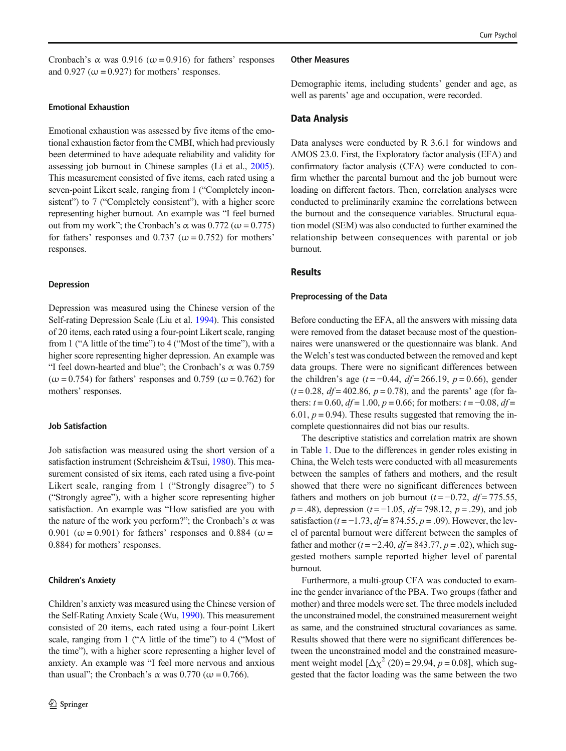Cronbach's α was 0.916 (ω = 0.916) for fathers' responses and 0.927 (ω = 0.927) for mothers' responses.

### Emotional Exhaustion

Emotional exhaustion was assessed by five items of the emotional exhaustion factor from the CMBI, which had previously been determined to have adequate reliability and validity for assessing job burnout in Chinese samples (Li et al., 2005). This measurement consisted of five items, each rated using a seven-point Likert scale, ranging from 1 ("Completely inconsistent") to 7 ("Completely consistent"), with a higher score representing higher burnout. An example was "I feel burned out from my work"; the Cronbach's α was 0.772 (ω = 0.775) for fathers' responses and 0.737 (ω = 0.752) for mothers' responses.

### Depression

Depression was measured using the Chinese version of the Self-rating Depression Scale (Liu et al. 1994). This consisted of 20 items, each rated using a four-point Likert scale, ranging from 1 ("A little of the time") to 4 ("Most of the time"), with a higher score representing higher depression. An example was "I feel down-hearted and blue"; the Cronbach's α was 0.759 (ω = 0.754) for fathers' responses and 0.759 (ω = 0.762) for mothers' responses.

### Job Satisfaction

Job satisfaction was measured using the short version of a satisfaction instrument (Schreisheim &Tsui, 1980). This measurement consisted of six items, each rated using a five-point Likert scale, ranging from 1 ("Strongly disagree") to 5 ("Strongly agree"), with a higher score representing higher satisfaction. An example was "How satisfied are you with the nature of the work you perform?"; the Cronbach's α was 0.901 (ω = 0.901) for fathers' responses and 0.884 (ω = 0.884) for mothers' responses.

### Children's Anxiety

Children's anxiety was measured using the Chinese version of the Self-Rating Anxiety Scale (Wu, 1990). This measurement consisted of 20 items, each rated using a four-point Likert scale, ranging from 1 ("A little of the time") to 4 ("Most of the time"), with a higher score representing a higher level of anxiety. An example was "I feel more nervous and anxious than usual"; the Cronbach's α was 0.770 (ω = 0.766).

### Other Measures

Demographic items, including students' gender and age, as well as parents' age and occupation, were recorded.

## Data Analysis

Data analyses were conducted by R 3.6.1 for windows and AMOS 23.0. First, the Exploratory factor analysis (EFA) and confirmatory factor analysis (CFA) were conducted to confirm whether the parental burnout and the job burnout were loading on different factors. Then, correlation analyses were conducted to preliminarily examine the correlations between the burnout and the consequence variables. Structural equation model (SEM) was also conducted to further examined the relationship between consequences with parental or job burnout.

## Results

### Preprocessing of the Data

Before conducting the EFA, all the answers with missing data were removed from the dataset because most of the questionnaires were unanswered or the questionnaire was blank. And the Welch's test was conducted between the removed and kept data groups. There were no significant differences between the children's age ($t = -0.44$, $df = 266.19$, $p = 0.66$), gender ($t = 0.28$, $df = 402.86$, $p = 0.78$), and the parents' age (for fathers: $t = 0.60$, $df = 1.00$, $p = 0.66$; for mothers: $t = -0.08$, $df = 6.01$, $p = 0.94$). These results suggested that removing the incomplete questionnaires did not bias our results.

The descriptive statistics and correlation matrix are shown in Table 1. Due to the differences in gender roles existing in China, the Welch tests were conducted with all measurements between the samples of fathers and mothers, and the result showed that there were no significant differences between fathers and mothers on job burnout ($t = -0.72$, $df = 775.55$, $p = .48$), depression ($t = -1.05$, $df = 798.12$, $p = .29$), and job satisfaction ($t = -1.73$, $df = 874.55$, $p = .09$). However, the level of parental burnout were different between the samples of father and mother ($t = -2.40$, $df = 843.77$, $p = .02$), which suggested mothers sample reported higher level of parental burnout.

Furthermore, a multi-group CFA was conducted to examine the gender invariance of the PBA. Two groups (father and mother) and three models were set. The three models included the unconstrained model, the constrained measurement weight as same, and the constrained structural covariances as same. Results showed that there were no significant differences between the unconstrained model and the constrained measurement weight model [$\Delta\chi^2$ (20) = 29.94, $p = 0.08$], which suggested that the factor loading was the same between the two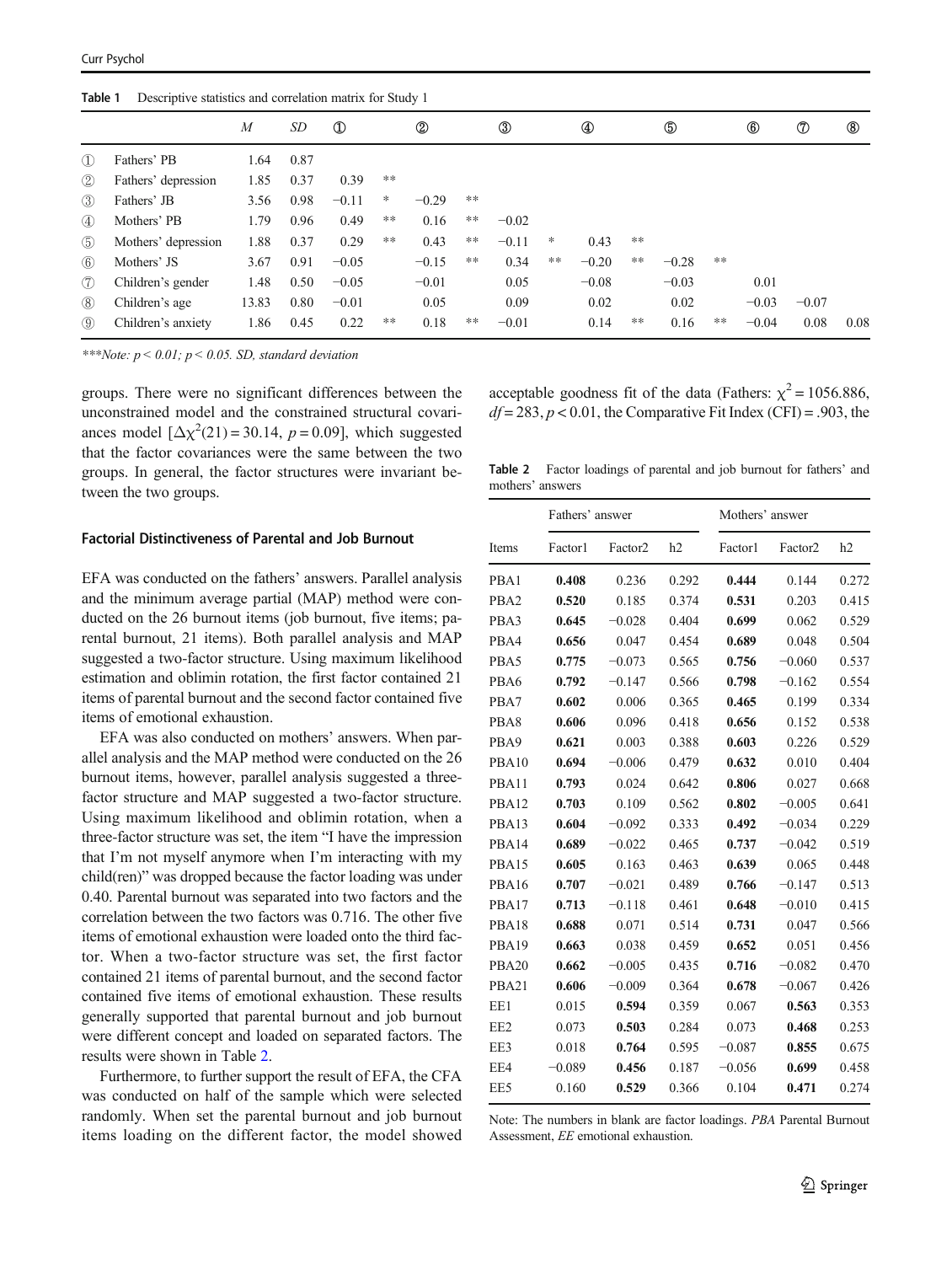Table 1 Descriptive statistics and correlation matrix for Study 1

| | | *M* | *SD* | ① | | ② | | ③ | | ④ | | ⑤ | | ⑥ | ⑦ | ⑧ |
|---|---|---|---|---|---|---|---|---|---|---|---|---|---|---|---|---|
| ① | Fathers' PB | 1.64 | 0.87 | | | | | | | | | | | | | |
| ② | Fathers' depression | 1.85 | 0.37 | 0.39 | ** | | | | | | | | | | | |
| ③ | Fathers' JB | 3.56 | 0.98 | −0.11 | * | −0.29 | ** | | | | | | | | | |
| ④ | Mothers' PB | 1.79 | 0.96 | 0.49 | ** | 0.16 | ** | −0.02 | | | | | | | | |
| ⑤ | Mothers' depression | 1.88 | 0.37 | 0.29 | ** | 0.43 | ** | −0.11 | * | 0.43 | ** | | | | | |
| ⑥ | Mothers' JS | 3.67 | 0.91 | −0.05 | | −0.15 | ** | 0.34 | ** | −0.20 | ** | −0.28 | ** | | | |
| ⑦ | Children's gender | 1.48 | 0.50 | −0.05 | | −0.01 | | 0.05 | | −0.08 | | −0.03 | | 0.01 | | |
| ⑧ | Children's age | 13.83 | 0.80 | −0.01 | | 0.05 | | 0.09 | | 0.02 | | 0.02 | | −0.03 | −0.07 | |
| ⑨ | Children's anxiety | 1.86 | 0.45 | 0.22 | ** | 0.18 | ** | −0.01 | | 0.14 | ** | 0.16 | ** | −0.04 | 0.08 | 0.08 |

*\*\*\*Note: p < 0.01; p < 0.05. SD, standard deviation*

groups. There were no significant differences between the unconstrained model and the constrained structural covariances model [$\Delta\chi^2(21) = 30.14$, $p = 0.09$], which suggested that the factor covariances were the same between the two groups. In general, the factor structures were invariant between the two groups.

#### Factorial Distinctiveness of Parental and Job Burnout

EFA was conducted on the fathers' answers. Parallel analysis and the minimum average partial (MAP) method were conducted on the 26 burnout items (job burnout, five items; parental burnout, 21 items). Both parallel analysis and MAP suggested a two-factor structure. Using maximum likelihood estimation and oblimin rotation, the first factor contained 21 items of parental burnout and the second factor contained five items of emotional exhaustion.

EFA was also conducted on mothers' answers. When parallel analysis and the MAP method were conducted on the 26 burnout items, however, parallel analysis suggested a three-factor structure and MAP suggested a two-factor structure. Using maximum likelihood and oblimin rotation, when a three-factor structure was set, the item "I have the impression that I'm not myself anymore when I'm interacting with my child(ren)" was dropped because the factor loading was under 0.40. Parental burnout was separated into two factors and the correlation between the two factors was 0.716. The other five items of emotional exhaustion were loaded onto the third factor. When a two-factor structure was set, the first factor contained 21 items of parental burnout, and the second factor contained five items of emotional exhaustion. These results generally supported that parental burnout and job burnout were different concept and loaded on separated factors. The results were shown in Table 2.

Furthermore, to further support the result of EFA, the CFA was conducted on half of the sample which were selected randomly. When set the parental burnout and job burnout items loading on the different factor, the model showed acceptable goodness fit of the data (Fathers: $\chi^2 = 1056.886$, $df = 283$, $p < 0.01$, the Comparative Fit Index (CFI) = .903, the

Table 2 Factor loadings of parental and job burnout for fathers' and mothers' answers

| Items | Fathers' answer | | | Mothers' answer | | |
|---|---|---|---|---|---|---|
| | Factor1 | Factor2 | h2 | Factor1 | Factor2 | h2 |
| PBA1 | **0.408** | 0.236 | 0.292 | **0.444** | 0.144 | 0.272 |
| PBA2 | **0.520** | 0.185 | 0.374 | **0.531** | 0.203 | 0.415 |
| PBA3 | **0.645** | −0.028 | 0.404 | **0.699** | 0.062 | 0.529 |
| PBA4 | **0.656** | 0.047 | 0.454 | **0.689** | 0.048 | 0.504 |
| PBA5 | **0.775** | −0.073 | 0.565 | **0.756** | −0.060 | 0.537 |
| PBA6 | **0.792** | −0.147 | 0.566 | **0.798** | −0.162 | 0.554 |
| PBA7 | **0.602** | 0.006 | 0.365 | **0.465** | 0.199 | 0.334 |
| PBA8 | **0.606** | 0.096 | 0.418 | **0.656** | 0.152 | 0.538 |
| PBA9 | **0.621** | 0.003 | 0.388 | **0.603** | 0.226 | 0.529 |
| PBA10 | **0.694** | −0.006 | 0.479 | **0.632** | 0.010 | 0.404 |
| PBA11 | **0.793** | 0.024 | 0.642 | **0.806** | 0.027 | 0.668 |
| PBA12 | **0.703** | 0.109 | 0.562 | **0.802** | −0.005 | 0.641 |
| PBA13 | **0.604** | −0.092 | 0.333 | **0.492** | −0.034 | 0.229 |
| PBA14 | **0.689** | −0.022 | 0.465 | **0.737** | −0.042 | 0.519 |
| PBA15 | **0.605** | 0.163 | 0.463 | **0.639** | 0.065 | 0.448 |
| PBA16 | **0.707** | −0.021 | 0.489 | **0.766** | −0.147 | 0.513 |
| PBA17 | **0.713** | −0.118 | 0.461 | **0.648** | −0.010 | 0.415 |
| PBA18 | **0.688** | 0.071 | 0.514 | **0.731** | 0.047 | 0.566 |
| PBA19 | **0.663** | 0.038 | 0.459 | **0.652** | 0.051 | 0.456 |
| PBA20 | **0.662** | −0.005 | 0.435 | **0.716** | −0.082 | 0.470 |
| PBA21 | **0.606** | −0.009 | 0.364 | **0.678** | −0.067 | 0.426 |
| EE1 | 0.015 | **0.594** | 0.359 | 0.067 | **0.563** | 0.353 |
| EE2 | 0.073 | **0.503** | 0.284 | 0.073 | **0.468** | 0.253 |
| EE3 | 0.018 | **0.764** | 0.595 | −0.087 | **0.855** | 0.675 |
| EE4 | −0.089 | **0.456** | 0.187 | −0.056 | **0.699** | 0.458 |
| EE5 | 0.160 | **0.529** | 0.366 | 0.104 | **0.471** | 0.274 |

Note: The numbers in blank are factor loadings. *PBA* Parental Burnout Assessment, *EE* emotional exhaustion.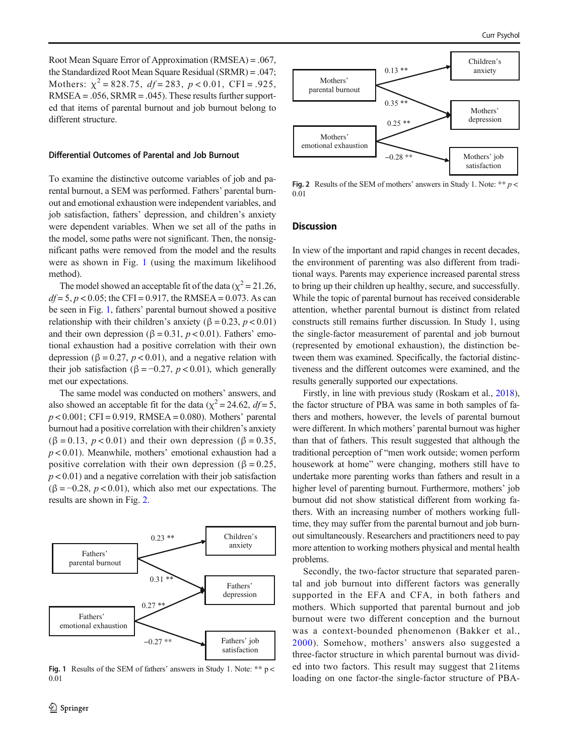Root Mean Square Error of Approximation (RMSEA) = .067, the Standardized Root Mean Square Residual (SRMR) = .047; Mothers: $\chi^2 = 828.75$, $df = 283$, $p < 0.01$, CFI = .925, RMSEA = .056, SRMR = .045). These results further supported that items of parental burnout and job burnout belong to different structure.

### Differential Outcomes of Parental and Job Burnout

To examine the distinctive outcome variables of job and parental burnout, a SEM was performed. Fathers' parental burnout and emotional exhaustion were independent variables, and job satisfaction, fathers' depression, and children's anxiety were dependent variables. When we set all of the paths in the model, some paths were not significant. Then, the nonsignificant paths were removed from the model and the results were as shown in Fig. 1 (using the maximum likelihood method).

The model showed an acceptable fit of the data ($\chi^2 = 21.26$, $df = 5$, $p < 0.05$; the CFI = 0.917, the RMSEA = 0.073. As can be seen in Fig. 1, fathers' parental burnout showed a positive relationship with their children's anxiety ($\beta = 0.23$, $p < 0.01$) and their own depression ($\beta = 0.31$, $p < 0.01$). Fathers' emotional exhaustion had a positive correlation with their own depression ($\beta = 0.27$, $p < 0.01$), and a negative relation with their job satisfaction ($\beta = -0.27$, $p < 0.01$), which generally met our expectations.

The same model was conducted on mothers' answers, and also showed an acceptable fit for the data ($\chi^2 = 24.62$, $df = 5$, $p < 0.001$; CFI = 0.919, RMSEA = 0.080). Mothers' parental burnout had a positive correlation with their children's anxiety ($\beta = 0.13$, $p < 0.01$) and their own depression ($\beta = 0.35$, $p < 0.01$). Meanwhile, mothers' emotional exhaustion had a positive correlation with their own depression ($\beta = 0.25$, $p < 0.01$) and a negative correlation with their job satisfaction ($\beta = -0.28$, $p < 0.01$), which also met our expectations. The results are shown in Fig. 2.

Fathers' parental burnout → Children's anxiety: 0.23 **
Fathers' parental burnout → Fathers' depression: 0.31 **
Fathers' emotional exhaustion → Fathers' depression: 0.27 **
Fathers' emotional exhaustion → Fathers' job satisfaction: −0.27 **

**Fig. 1** Results of the SEM of fathers' answers in Study 1. Note: ** p < 0.01

Mothers' parental burnout → Children's anxiety: 0.13 **
Mothers' parental burnout → Mothers' depression: 0.35 **
Mothers' emotional exhaustion → Mothers' depression: 0.25 **
Mothers' emotional exhaustion → Mothers' job satisfaction: −0.28 **

**Fig. 2** Results of the SEM of mothers' answers in Study 1. Note: ** $p < 0.01$

## Discussion

In view of the important and rapid changes in recent decades, the environment of parenting was also different from traditional ways. Parents may experience increased parental stress to bring up their children up healthy, secure, and successfully. While the topic of parental burnout has received considerable attention, whether parental burnout is distinct from related constructs still remains further discussion. In Study 1, using the single-factor measurement of parental and job burnout (represented by emotional exhaustion), the distinction between them was examined. Specifically, the factorial distinctiveness and the different outcomes were examined, and the results generally supported our expectations.

Firstly, in line with previous study (Roskam et al., 2018), the factor structure of PBA was same in both samples of fathers and mothers, however, the levels of parental burnout were different. In which mothers' parental burnout was higher than that of fathers. This result suggested that although the traditional perception of "men work outside; women perform housework at home" were changing, mothers still have to undertake more parenting works than fathers and result in a higher level of parenting burnout. Furthermore, mothers' job burnout did not show statistical different from working fathers. With an increasing number of mothers working full-time, they may suffer from the parental burnout and job burnout simultaneously. Researchers and practitioners need to pay more attention to working mothers physical and mental health problems.

Secondly, the two-factor structure that separated parental and job burnout into different factors was generally supported in the EFA and CFA, in both fathers and mothers. Which supported that parental burnout and job burnout were two different conception and the burnout was a context-bounded phenomenon (Bakker et al., 2000). Somehow, mothers' answers also suggested a three-factor structure in which parental burnout was divided into two factors. This result may suggest that 21items loading on one factor-the single-factor structure of PBA-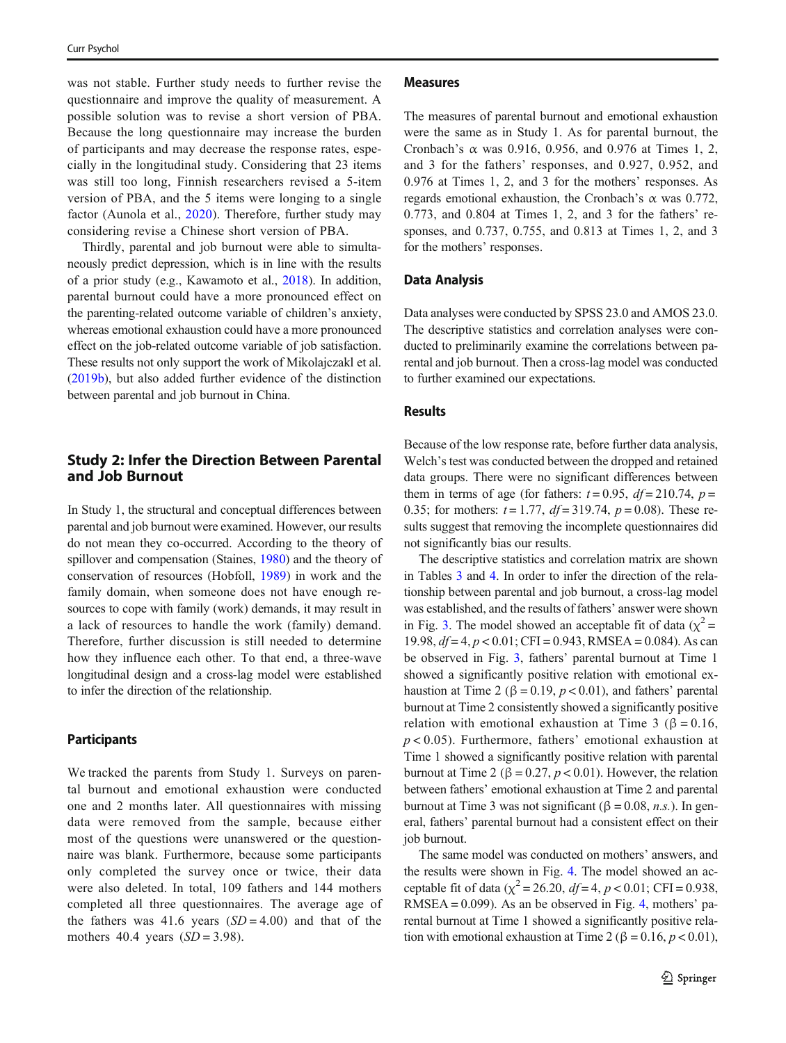was not stable. Further study needs to further revise the questionnaire and improve the quality of measurement. A possible solution was to revise a short version of PBA. Because the long questionnaire may increase the burden of participants and may decrease the response rates, especially in the longitudinal study. Considering that 23 items was still too long, Finnish researchers revised a 5-item version of PBA, and the 5 items were longing to a single factor (Aunola et al., 2020). Therefore, further study may considering revise a Chinese short version of PBA.

Thirdly, parental and job burnout were able to simultaneously predict depression, which is in line with the results of a prior study (e.g., Kawamoto et al., 2018). In addition, parental burnout could have a more pronounced effect on the parenting-related outcome variable of children's anxiety, whereas emotional exhaustion could have a more pronounced effect on the job-related outcome variable of job satisfaction. These results not only support the work of Mikolajczakl et al. (2019b), but also added further evidence of the distinction between parental and job burnout in China.

## Study 2: Infer the Direction Between Parental and Job Burnout

In Study 1, the structural and conceptual differences between parental and job burnout were examined. However, our results do not mean they co-occurred. According to the theory of spillover and compensation (Staines, 1980) and the theory of conservation of resources (Hobfoll, 1989) in work and the family domain, when someone does not have enough resources to cope with family (work) demands, it may result in a lack of resources to handle the work (family) demand. Therefore, further discussion is still needed to determine how they influence each other. To that end, a three-wave longitudinal design and a cross-lag model were established to infer the direction of the relationship.

### Participants

We tracked the parents from Study 1. Surveys on parental burnout and emotional exhaustion were conducted one and 2 months later. All questionnaires with missing data were removed from the sample, because either most of the questions were unanswered or the questionnaire was blank. Furthermore, because some participants only completed the survey once or twice, their data were also deleted. In total, 109 fathers and 144 mothers completed all three questionnaires. The average age of the fathers was 41.6 years ($SD = 4.00$) and that of the mothers 40.4 years ($SD = 3.98$).

### Measures

The measures of parental burnout and emotional exhaustion were the same as in Study 1. As for parental burnout, the Cronbach's $\alpha$ was 0.916, 0.956, and 0.976 at Times 1, 2, and 3 for the fathers' responses, and 0.927, 0.952, and 0.976 at Times 1, 2, and 3 for the mothers' responses. As regards emotional exhaustion, the Cronbach's $\alpha$ was 0.772, 0.773, and 0.804 at Times 1, 2, and 3 for the fathers' responses, and 0.737, 0.755, and 0.813 at Times 1, 2, and 3 for the mothers' responses.

### Data Analysis

Data analyses were conducted by SPSS 23.0 and AMOS 23.0. The descriptive statistics and correlation analyses were conducted to preliminarily examine the correlations between parental and job burnout. Then a cross-lag model was conducted to further examined our expectations.

### Results

Because of the low response rate, before further data analysis, Welch's test was conducted between the dropped and retained data groups. There were no significant differences between them in terms of age (for fathers: $t = 0.95$, $df = 210.74$, $p = 0.35$; for mothers: $t = 1.77$, $df = 319.74$, $p = 0.08$). These results suggest that removing the incomplete questionnaires did not significantly bias our results.

The descriptive statistics and correlation matrix are shown in Tables 3 and 4. In order to infer the direction of the relationship between parental and job burnout, a cross-lag model was established, and the results of fathers' answer were shown in Fig. 3. The model showed an acceptable fit of data ($\chi^2 = 19.98$, $df = 4$, $p < 0.01$; CFI = 0.943, RMSEA = 0.084). As can be observed in Fig. 3, fathers' parental burnout at Time 1 showed a significantly positive relation with emotional exhaustion at Time 2 ($\beta = 0.19$, $p < 0.01$), and fathers' parental burnout at Time 2 consistently showed a significantly positive relation with emotional exhaustion at Time 3 ($\beta = 0.16$, $p < 0.05$). Furthermore, fathers' emotional exhaustion at Time 1 showed a significantly positive relation with parental burnout at Time 2 ($\beta = 0.27$, $p < 0.01$). However, the relation between fathers' emotional exhaustion at Time 2 and parental burnout at Time 3 was not significant ($\beta = 0.08$, *n.s.*). In general, fathers' parental burnout had a consistent effect on their job burnout.

The same model was conducted on mothers' answers, and the results were shown in Fig. 4. The model showed an acceptable fit of data ($\chi^2 = 26.20$, $df = 4$, $p < 0.01$; CFI = 0.938, RMSEA = 0.099). As an be observed in Fig. 4, mothers' parental burnout at Time 1 showed a significantly positive relation with emotional exhaustion at Time 2 ($\beta = 0.16$, $p < 0.01$),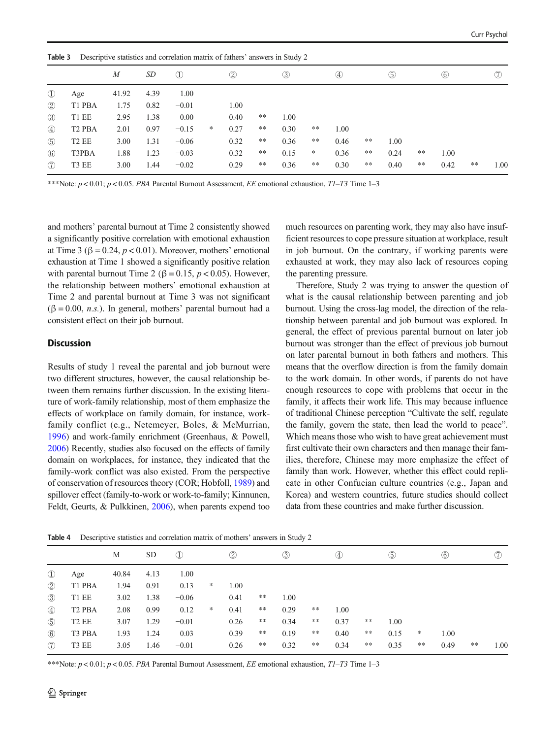Table 3 Descriptive statistics and correlation matrix of fathers' answers in Study 2

| | | *M* | *SD* | ① | | ② | | ③ | | ④ | | ⑤ | | ⑥ | | ⑦ |
|---|---|---|---|---|---|---|---|---|---|---|---|---|---|---|---|---|
| ① | Age | 41.92 | 4.39 | 1.00 | | | | | | | | | | | | |
| ② | T1 PBA | 1.75 | 0.82 | −0.01 | | 1.00 | | | | | | | | | | |
| ③ | T1 EE | 2.95 | 1.38 | 0.00 | | 0.40 | ** | 1.00 | | | | | | | | |
| ④ | T2 PBA | 2.01 | 0.97 | −0.15 | * | 0.27 | ** | 0.30 | ** | 1.00 | | | | | | |
| ⑤ | T2 EE | 3.00 | 1.31 | −0.06 | | 0.32 | ** | 0.36 | ** | 0.46 | ** | 1.00 | | | | |
| ⑥ | T3PBA | 1.88 | 1.23 | −0.03 | | 0.32 | ** | 0.15 | * | 0.36 | ** | 0.24 | ** | 1.00 | | |
| ⑦ | T3 EE | 3.00 | 1.44 | −0.02 | | 0.29 | ** | 0.36 | ** | 0.30 | ** | 0.40 | ** | 0.42 | ** | 1.00 |

***Note: $p < 0.01$; $p < 0.05$. *PBA* Parental Burnout Assessment, *EE* emotional exhaustion, *T1–T3* Time 1–3

and mothers' parental burnout at Time 2 consistently showed a significantly positive correlation with emotional exhaustion at Time 3 ($\beta = 0.24$, $p < 0.01$). Moreover, mothers' emotional exhaustion at Time 1 showed a significantly positive relation with parental burnout Time 2 ($\beta = 0.15$, $p < 0.05$). However, the relationship between mothers' emotional exhaustion at Time 2 and parental burnout at Time 3 was not significant ($\beta = 0.00$, *n.s.*). In general, mothers' parental burnout had a consistent effect on their job burnout.

## Discussion

Results of study 1 reveal the parental and job burnout were two different structures, however, the causal relationship between them remains further discussion. In the existing literature of work-family relationship, most of them emphasize the effects of workplace on family domain, for instance, work-family conflict (e.g., Netemeyer, Boles, & McMurrian, 1996) and work-family enrichment (Greenhaus, & Powell, 2006) Recently, studies also focused on the effects of family domain on workplaces, for instance, they indicated that the family-work conflict was also existed. From the perspective of conservation of resources theory (COR; Hobfoll, 1989) and spillover effect (family-to-work or work-to-family; Kinnunen, Feldt, Geurts, & Pulkkinen, 2006), when parents expend too much resources on parenting work, they may also have insufficient resources to cope pressure situation at workplace, result in job burnout. On the contrary, if working parents were exhausted at work, they may also lack of resources coping the parenting pressure.

Therefore, Study 2 was trying to answer the question of what is the causal relationship between parenting and job burnout. Using the cross-lag model, the direction of the relationship between parental and job burnout was explored. In general, the effect of previous parental burnout on later job burnout was stronger than the effect of previous job burnout on later parental burnout in both fathers and mothers. This means that the overflow direction is from the family domain to the work domain. In other words, if parents do not have enough resources to cope with problems that occur in the family, it affects their work life. This may because influence of traditional Chinese perception "Cultivate the self, regulate the family, govern the state, then lead the world to peace". Which means those who wish to have great achievement must first cultivate their own characters and then manage their families, therefore, Chinese may more emphasize the effect of family than work. However, whether this effect could replicate in other Confucian culture countries (e.g., Japan and Korea) and western countries, future studies should collect data from these countries and make further discussion.

Table 4 Descriptive statistics and correlation matrix of mothers' answers in Study 2

| | | M | SD | ① | | ② | | ③ | | ④ | | ⑤ | | ⑥ | | ⑦ |
|---|---|---|---|---|---|---|---|---|---|---|---|---|---|---|---|---|
| ① | Age | 40.84 | 4.13 | 1.00 | | | | | | | | | | | | |
| ② | T1 PBA | 1.94 | 0.91 | 0.13 | * | 1.00 | | | | | | | | | | |
| ③ | T1 EE | 3.02 | 1.38 | −0.06 | | 0.41 | ** | 1.00 | | | | | | | | |
| ④ | T2 PBA | 2.08 | 0.99 | 0.12 | * | 0.41 | ** | 0.29 | ** | 1.00 | | | | | | |
| ⑤ | T2 EE | 3.07 | 1.29 | −0.01 | | 0.26 | ** | 0.34 | ** | 0.37 | ** | 1.00 | | | | |
| ⑥ | T3 PBA | 1.93 | 1.24 | 0.03 | | 0.39 | ** | 0.19 | ** | 0.40 | ** | 0.15 | * | 1.00 | | |
| ⑦ | T3 EE | 3.05 | 1.46 | −0.01 | | 0.26 | ** | 0.32 | ** | 0.34 | ** | 0.35 | ** | 0.49 | ** | 1.00 |

***Note: $p < 0.01$; $p < 0.05$. *PBA* Parental Burnout Assessment, *EE* emotional exhaustion, *T1–T3* Time 1–3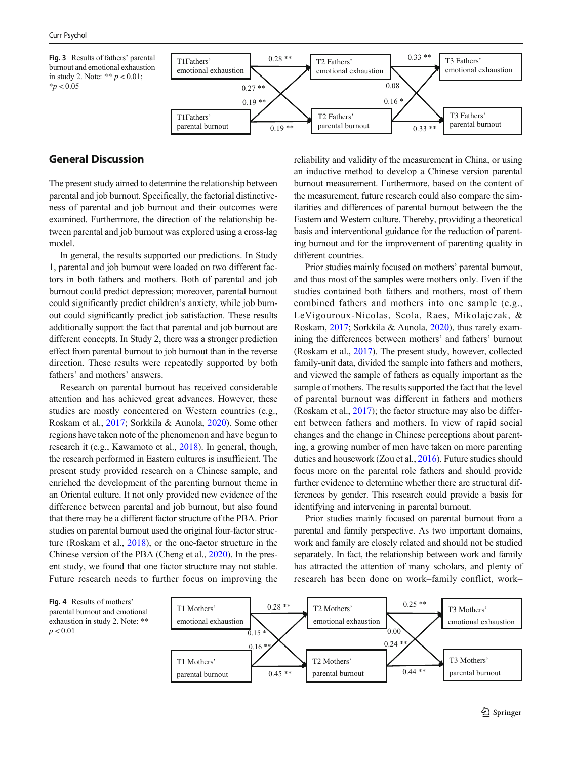Fig. 3 Results of fathers' parental burnout and emotional exhaustion in study 2. Note: ** $p < 0.01$; * $p < 0.05$

## General Discussion

The present study aimed to determine the relationship between parental and job burnout. Specifically, the factorial distinctiveness of parental and job burnout and their outcomes were examined. Furthermore, the direction of the relationship between parental and job burnout was explored using a cross-lag model.

In general, the results supported our predictions. In Study 1, parental and job burnout were loaded on two different factors in both fathers and mothers. Both of parental and job burnout could predict depression; moreover, parental burnout could significantly predict children's anxiety, while job burnout could significantly predict job satisfaction. These results additionally support the fact that parental and job burnout are different concepts. In Study 2, there was a stronger prediction effect from parental burnout to job burnout than in the reverse direction. These results were repeatedly supported by both fathers' and mothers' answers.

Research on parental burnout has received considerable attention and has achieved great advances. However, these studies are mostly concentered on Western countries (e.g., Roskam et al., 2017; Sorkkila & Aunola, 2020). Some other regions have taken note of the phenomenon and have begun to research it (e.g., Kawamoto et al., 2018). In general, though, the research performed in Eastern cultures is insufficient. The present study provided research on a Chinese sample, and enriched the development of the parenting burnout theme in an Oriental culture. It not only provided new evidence of the difference between parental and job burnout, but also found that there may be a different factor structure of the PBA. Prior studies on parental burnout used the original four-factor structure (Roskam et al., 2018), or the one-factor structure in the Chinese version of the PBA (Cheng et al., 2020). In the present study, we found that one factor structure may not stable. Future research needs to further focus on improving the reliability and validity of the measurement in China, or using an inductive method to develop a Chinese version parental burnout measurement. Furthermore, based on the content of the measurement, future research could also compare the similarities and differences of parental burnout between the the Eastern and Western culture. Thereby, providing a theoretical basis and interventional guidance for the reduction of parenting burnout and for the improvement of parenting quality in different countries.

Prior studies mainly focused on mothers' parental burnout, and thus most of the samples were mothers only. Even if the studies contained both fathers and mothers, most of them combined fathers and mothers into one sample (e.g., LeVigouroux-Nicolas, Scola, Raes, Mikolajczak, & Roskam, 2017; Sorkkila & Aunola, 2020), thus rarely examining the differences between mothers' and fathers' burnout (Roskam et al., 2017). The present study, however, collected family-unit data, divided the sample into fathers and mothers, and viewed the sample of fathers as equally important as the sample of mothers. The results supported the fact that the level of parental burnout was different in fathers and mothers (Roskam et al., 2017); the factor structure may also be different between fathers and mothers. In view of rapid social changes and the change in Chinese perceptions about parenting, a growing number of men have taken on more parenting duties and housework (Zou et al., 2016). Future studies should focus more on the parental role fathers and should provide further evidence to determine whether there are structural differences by gender. This research could provide a basis for identifying and intervening in parental burnout.

Prior studies mainly focused on parental burnout from a parental and family perspective. As two important domains, work and family are closely related and should not be studied separately. In fact, the relationship between work and family has attracted the attention of many scholars, and plenty of research has been done on work–family conflict, work–

Fig. 4 Results of mothers' parental burnout and emotional exhaustion in study 2. Note: ** $p < 0.01$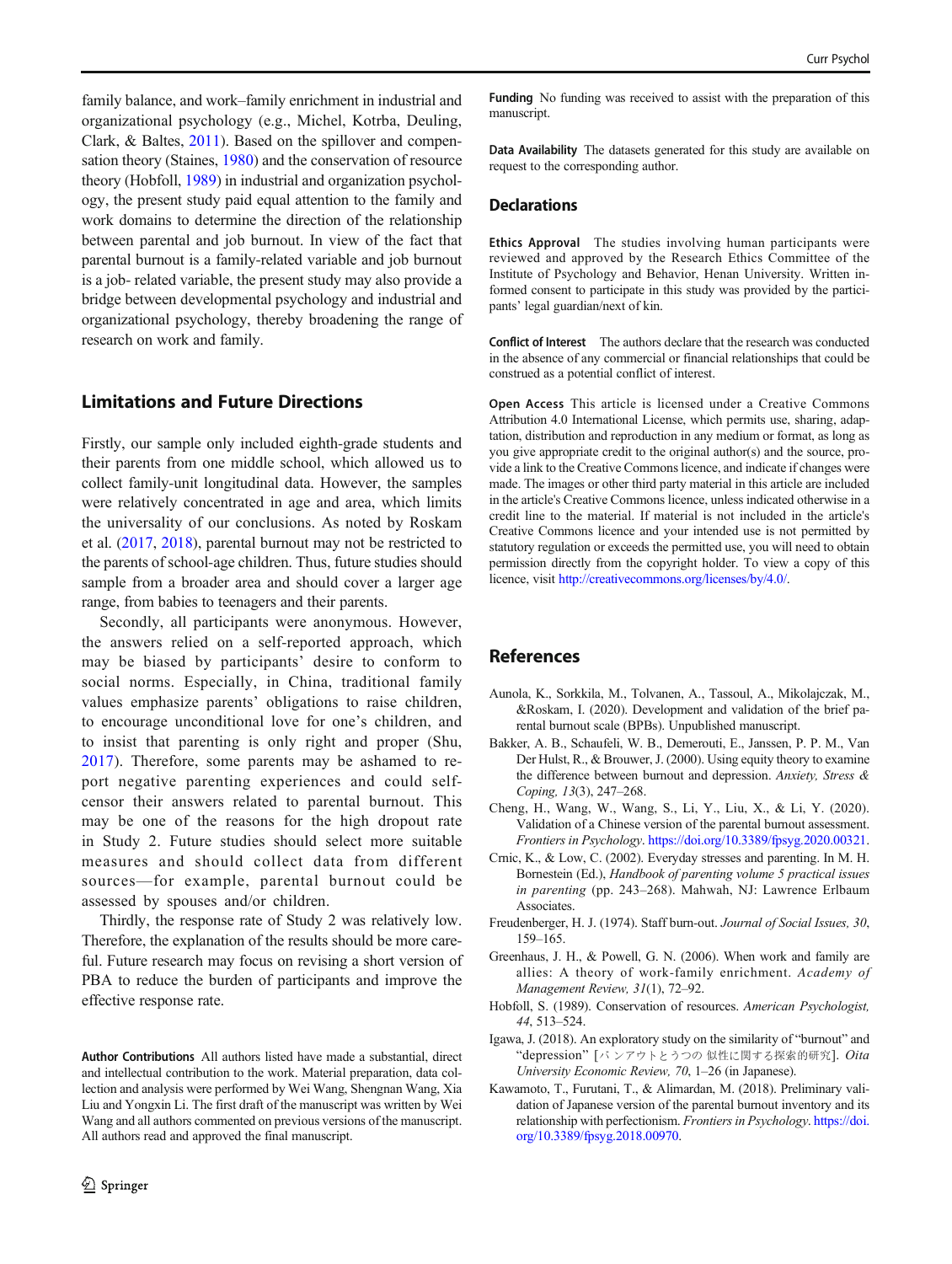family balance, and work–family enrichment in industrial and organizational psychology (e.g., Michel, Kotrba, Deuling, Clark, & Baltes, 2011). Based on the spillover and compensation theory (Staines, 1980) and the conservation of resource theory (Hobfoll, 1989) in industrial and organization psychology, the present study paid equal attention to the family and work domains to determine the direction of the relationship between parental and job burnout. In view of the fact that parental burnout is a family-related variable and job burnout is a job- related variable, the present study may also provide a bridge between developmental psychology and industrial and organizational psychology, thereby broadening the range of research on work and family.

## Limitations and Future Directions

Firstly, our sample only included eighth-grade students and their parents from one middle school, which allowed us to collect family-unit longitudinal data. However, the samples were relatively concentrated in age and area, which limits the universality of our conclusions. As noted by Roskam et al. (2017, 2018), parental burnout may not be restricted to the parents of school-age children. Thus, future studies should sample from a broader area and should cover a larger age range, from babies to teenagers and their parents.

Secondly, all participants were anonymous. However, the answers relied on a self-reported approach, which may be biased by participants' desire to conform to social norms. Especially, in China, traditional family values emphasize parents' obligations to raise children, to encourage unconditional love for one's children, and to insist that parenting is only right and proper (Shu, 2017). Therefore, some parents may be ashamed to report negative parenting experiences and could self-censor their answers related to parental burnout. This may be one of the reasons for the high dropout rate in Study 2. Future studies should select more suitable measures and should collect data from different sources—for example, parental burnout could be assessed by spouses and/or children.

Thirdly, the response rate of Study 2 was relatively low. Therefore, the explanation of the results should be more careful. Future research may focus on revising a short version of PBA to reduce the burden of participants and improve the effective response rate.

**Author Contributions** All authors listed have made a substantial, direct and intellectual contribution to the work. Material preparation, data collection and analysis were performed by Wei Wang, Shengnan Wang, Xia Liu and Yongxin Li. The first draft of the manuscript was written by Wei Wang and all authors commented on previous versions of the manuscript. All authors read and approved the final manuscript.

**Funding** No funding was received to assist with the preparation of this manuscript.

**Data Availability** The datasets generated for this study are available on request to the corresponding author.

## Declarations

**Ethics Approval** The studies involving human participants were reviewed and approved by the Research Ethics Committee of the Institute of Psychology and Behavior, Henan University. Written informed consent to participate in this study was provided by the participants' legal guardian/next of kin.

**Conflict of Interest** The authors declare that the research was conducted in the absence of any commercial or financial relationships that could be construed as a potential conflict of interest.

**Open Access** This article is licensed under a Creative Commons Attribution 4.0 International License, which permits use, sharing, adaptation, distribution and reproduction in any medium or format, as long as you give appropriate credit to the original author(s) and the source, provide a link to the Creative Commons licence, and indicate if changes were made. The images or other third party material in this article are included in the article's Creative Commons licence, unless indicated otherwise in a credit line to the material. If material is not included in the article's Creative Commons licence and your intended use is not permitted by statutory regulation or exceeds the permitted use, you will need to obtain permission directly from the copyright holder. To view a copy of this licence, visit http://creativecommons.org/licenses/by/4.0/.

## References

Aunola, K., Sorkkila, M., Tolvanen, A., Tassoul, A., Mikolajczak, M., &Roskam, I. (2020). Development and validation of the brief parental burnout scale (BPBs). Unpublished manuscript.

Bakker, A. B., Schaufeli, W. B., Demerouti, E., Janssen, P. P. M., Van Der Hulst, R., & Brouwer, J. (2000). Using equity theory to examine the difference between burnout and depression. *Anxiety, Stress & Coping, 13*(3), 247–268.

Cheng, H., Wang, W., Wang, S., Li, Y., Liu, X., & Li, Y. (2020). Validation of a Chinese version of the parental burnout assessment. *Frontiers in Psychology*. https://doi.org/10.3389/fpsyg.2020.00321.

Crnic, K., & Low, C. (2002). Everyday stresses and parenting. In M. H. Bornestein (Ed.), *Handbook of parenting volume 5 practical issues in parenting* (pp. 243–268). Mahwah, NJ: Lawrence Erlbaum Associates.

Freudenberger, H. J. (1974). Staff burn-out. *Journal of Social Issues, 30*, 159–165.

Greenhaus, J. H., & Powell, G. N. (2006). When work and family are allies: A theory of work-family enrichment. *Academy of Management Review, 31*(1), 72–92.

Hobfoll, S. (1989). Conservation of resources. *American Psychologist, 44*, 513–524.

Igawa, J. (2018). An exploratory study on the similarity of "burnout" and "depression" [バンアウトとうつの似性に関する探索的研究]. *Oita University Economic Review, 70*, 1–26 (in Japanese).

Kawamoto, T., Furutani, T., & Alimardan, M. (2018). Preliminary validation of Japanese version of the parental burnout inventory and its relationship with perfectionism. *Frontiers in Psychology*. https://doi.org/10.3389/fpsyg.2018.00970.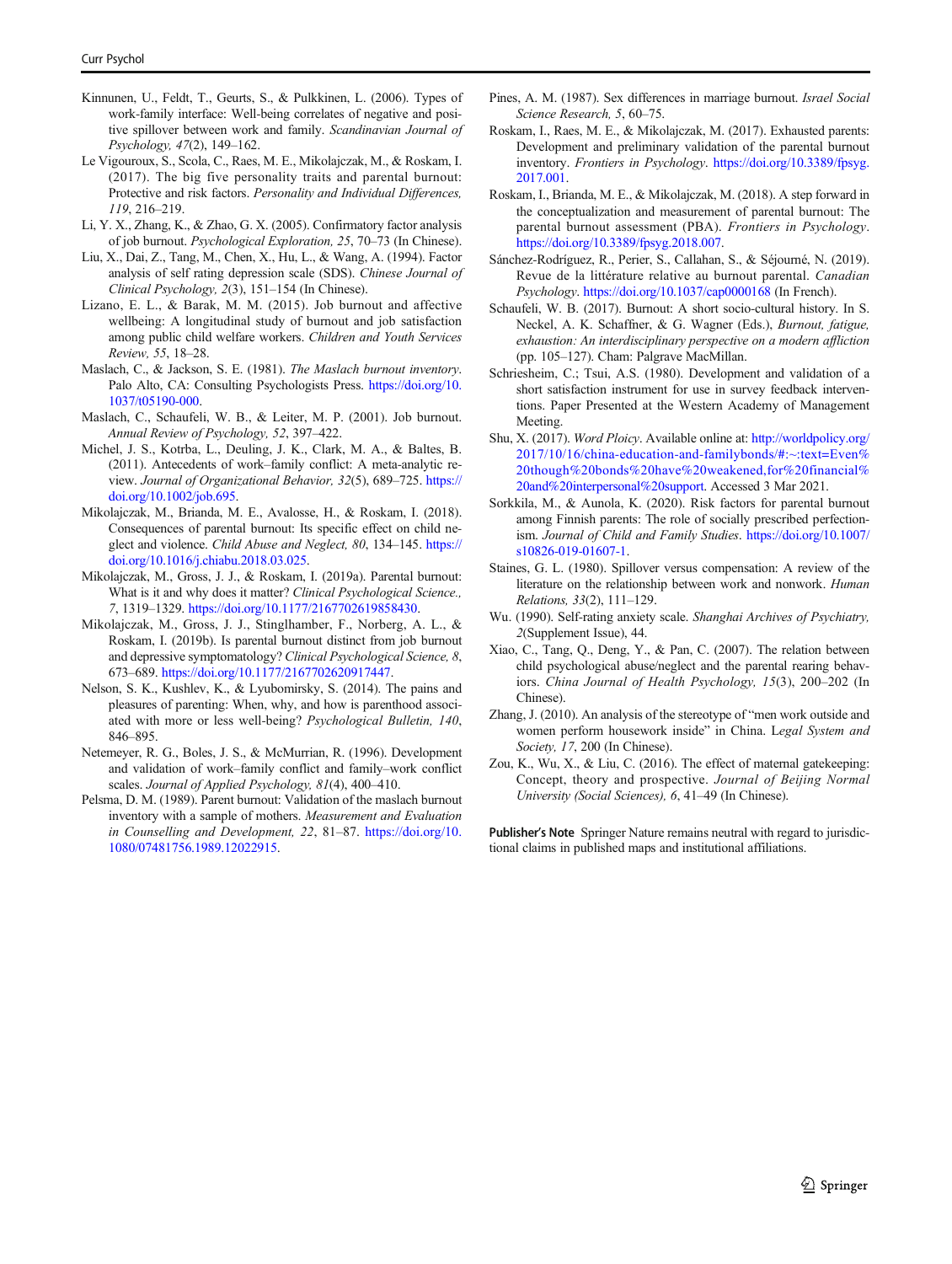Kinnunen, U., Feldt, T., Geurts, S., & Pulkkinen, L. (2006). Types of work-family interface: Well-being correlates of negative and positive spillover between work and family. *Scandinavian Journal of Psychology, 47*(2), 149–162.

Le Vigouroux, S., Scola, C., Raes, M. E., Mikolajczak, M., & Roskam, I. (2017). The big five personality traits and parental burnout: Protective and risk factors. *Personality and Individual Differences, 119*, 216–219.

Li, Y. X., Zhang, K., & Zhao, G. X. (2005). Confirmatory factor analysis of job burnout. *Psychological Exploration, 25*, 70–73 (In Chinese).

Liu, X., Dai, Z., Tang, M., Chen, X., Hu, L., & Wang, A. (1994). Factor analysis of self rating depression scale (SDS). *Chinese Journal of Clinical Psychology, 2*(3), 151–154 (In Chinese).

Lizano, E. L., & Barak, M. M. (2015). Job burnout and affective wellbeing: A longitudinal study of burnout and job satisfaction among public child welfare workers. *Children and Youth Services Review, 55*, 18–28.

Maslach, C., & Jackson, S. E. (1981). *The Maslach burnout inventory*. Palo Alto, CA: Consulting Psychologists Press. https://doi.org/10.1037/t05190-000.

Maslach, C., Schaufeli, W. B., & Leiter, M. P. (2001). Job burnout. *Annual Review of Psychology, 52*, 397–422.

Michel, J. S., Kotrba, L., Deuling, J. K., Clark, M. A., & Baltes, B. (2011). Antecedents of work–family conflict: A meta-analytic review. *Journal of Organizational Behavior, 32*(5), 689–725. https://doi.org/10.1002/job.695.

Mikolajczak, M., Brianda, M. E., Avalosse, H., & Roskam, I. (2018). Consequences of parental burnout: Its specific effect on child neglect and violence. *Child Abuse and Neglect, 80*, 134–145. https://doi.org/10.1016/j.chiabu.2018.03.025.

Mikolajczak, M., Gross, J. J., & Roskam, I. (2019a). Parental burnout: What is it and why does it matter? *Clinical Psychological Science., 7*, 1319–1329. https://doi.org/10.1177/2167702619858430.

Mikolajczak, M., Gross, J. J., Stinglhamber, F., Norberg, A. L., & Roskam, I. (2019b). Is parental burnout distinct from job burnout and depressive symptomatology? *Clinical Psychological Science, 8*, 673–689. https://doi.org/10.1177/2167702620917447.

Nelson, S. K., Kushlev, K., & Lyubomirsky, S. (2014). The pains and pleasures of parenting: When, why, and how is parenthood associated with more or less well-being? *Psychological Bulletin, 140*, 846–895.

Netemeyer, R. G., Boles, J. S., & McMurrian, R. (1996). Development and validation of work–family conflict and family–work conflict scales. *Journal of Applied Psychology, 81*(4), 400–410.

Pelsma, D. M. (1989). Parent burnout: Validation of the maslach burnout inventory with a sample of mothers. *Measurement and Evaluation in Counselling and Development, 22*, 81–87. https://doi.org/10.1080/07481756.1989.12022915.

Pines, A. M. (1987). Sex differences in marriage burnout. *Israel Social Science Research, 5*, 60–75.

Roskam, I., Raes, M. E., & Mikolajczak, M. (2017). Exhausted parents: Development and preliminary validation of the parental burnout inventory. *Frontiers in Psychology*. https://doi.org/10.3389/fpsyg.2017.001.

Roskam, I., Brianda, M. E., & Mikolajczak, M. (2018). A step forward in the conceptualization and measurement of parental burnout: The parental burnout assessment (PBA). *Frontiers in Psychology*. https://doi.org/10.3389/fpsyg.2018.007.

Sánchez-Rodríguez, R., Perier, S., Callahan, S., & Séjourné, N. (2019). Revue de la littérature relative au burnout parental. *Canadian Psychology*. https://doi.org/10.1037/cap0000168 (In French).

Schaufeli, W. B. (2017). Burnout: A short socio-cultural history. In S. Neckel, A. K. Schaffner, & G. Wagner (Eds.), *Burnout, fatigue, exhaustion: An interdisciplinary perspective on a modern affliction* (pp. 105–127). Cham: Palgrave MacMillan.

Schriesheim, C.; Tsui, A.S. (1980). Development and validation of a short satisfaction instrument for use in survey feedback interventions. Paper Presented at the Western Academy of Management Meeting.

Shu, X. (2017). *Word Ploicy*. Available online at: http://worldpolicy.org/2017/10/16/china-education-and-familybonds/#:~:text=Even%20though%20bonds%20have%20weakened,for%20financial%20and%20interpersonal%20support. Accessed 3 Mar 2021.

Sorkkila, M., & Aunola, K. (2020). Risk factors for parental burnout among Finnish parents: The role of socially prescribed perfectionism. *Journal of Child and Family Studies*. https://doi.org/10.1007/s10826-019-01607-1.

Staines, G. L. (1980). Spillover versus compensation: A review of the literature on the relationship between work and nonwork. *Human Relations, 33*(2), 111–129.

Wu. (1990). Self-rating anxiety scale. *Shanghai Archives of Psychiatry, 2*(Supplement Issue), 44.

Xiao, C., Tang, Q., Deng, Y., & Pan, C. (2007). The relation between child psychological abuse/neglect and the parental rearing behaviors. *China Journal of Health Psychology, 15*(3), 200–202 (In Chinese).

Zhang, J. (2010). An analysis of the stereotype of "men work outside and women perform housework inside" in China. L*egal System and Society, 17*, 200 (In Chinese).

Zou, K., Wu, X., & Liu, C. (2016). The effect of maternal gatekeeping: Concept, theory and prospective. *Journal of Beijing Normal University (Social Sciences), 6*, 41–49 (In Chinese).

**Publisher's Note** Springer Nature remains neutral with regard to jurisdictional claims in published maps and institutional affiliations.